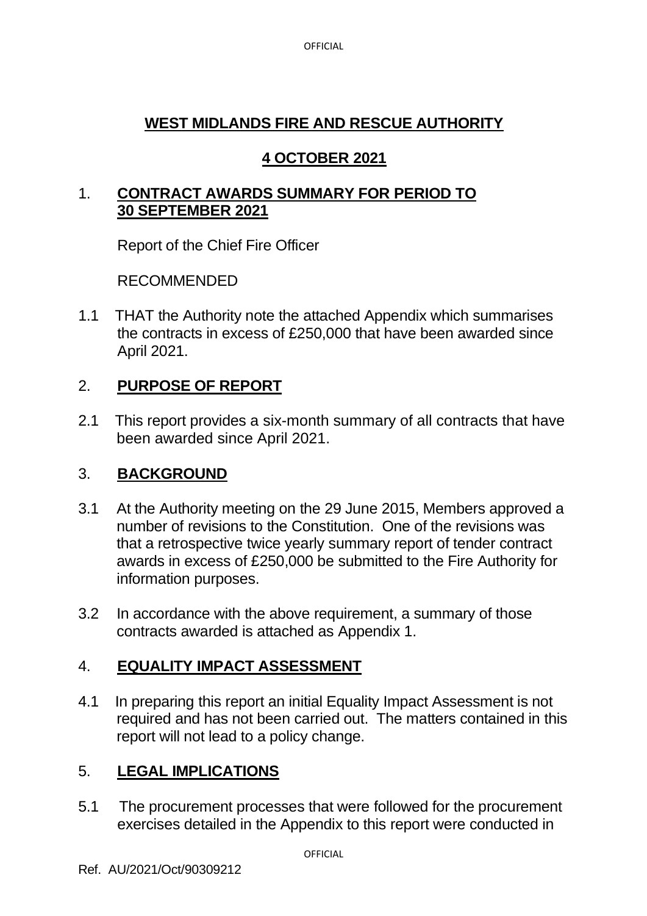# WEST MIDLANDS FIRE AND RESCUE AUTHORITY

## 4 OCTOBER 2021

## 1. CONTRACT AWARDS SUMMARY FOR PERIOD TO 30 SEPTEMBER 2021

Report of the Chief Fire Officer

RECOMMENDED

1.1 THAT the Authority note the attached Appendix which summarises the contracts in excess of £250,000 that have been awarded since April 2021.

## 2. PURPOSE OF REPORT

2.1 This report provides a six-month summary of all contracts that have been awarded since April 2021.

## 3. BACKGROUND

3.1 At the Authority meeting on the 29 June 2015, Members approved a number of revisions to the Constitution. One of the revisions was that a retrospective twice yearly summary report of tender contract awards in excess of £250,000 be submitted to the Fire Authority for information purposes.

3.2 In accordance with the above requirement, a summary of those contracts awarded is attached as Appendix 1.

## 4. EQUALITY IMPACT ASSESSMENT

4.1 In preparing this report an initial Equality Impact Assessment is not required and has not been carried out. The matters contained in this report will not lead to a policy change.

## 5. LEGAL IMPLICATIONS

5.1 The procurement processes that were followed for the procurement exercises detailed in the Appendix to this report were conducted in

Ref. AU/2021/Oct/90309212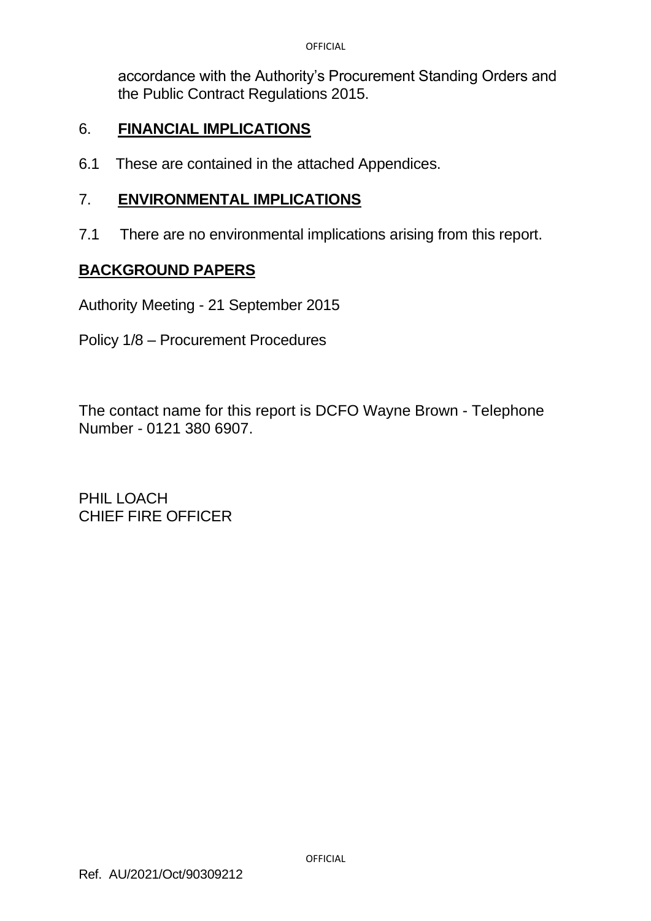accordance with the Authority's Procurement Standing Orders and the Public Contract Regulations 2015.

## 6. **FINANCIAL IMPLICATIONS**

6.1 These are contained in the attached Appendices.

## 7. **ENVIRONMENTAL IMPLICATIONS**

7.1 There are no environmental implications arising from this report.

## **BACKGROUND PAPERS**

Authority Meeting - 21 September 2015

Policy 1/8 – Procurement Procedures

The contact name for this report is DCFO Wayne Brown - Telephone Number - 0121 380 6907.

PHIL LOACH
CHIEF FIRE OFFICER

Ref. AU/2021/Oct/90309212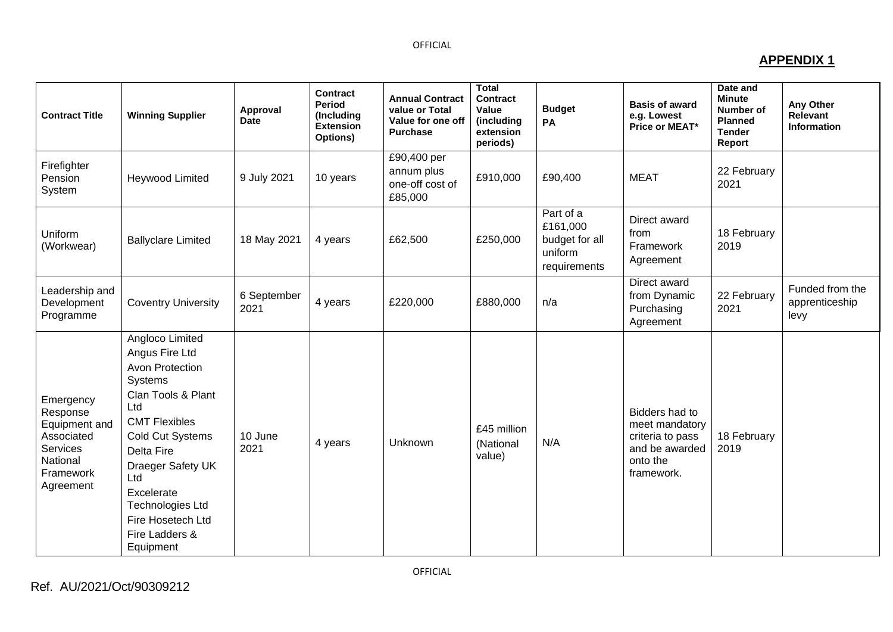**APPENDIX 1**

| Contract Title | Winning Supplier | Approval Date | Contract Period (Including Extension Options) | Annual Contract value or Total Value for one off Purchase | Total Contract Value (including extension periods) | Budget PA | Basis of award e.g. Lowest Price or MEAT* | Date and Minute Number of Planned Tender Report | Any Other Relevant Information |
|---|---|---|---|---|---|---|---|---|---|
| Firefighter Pension System | Heywood Limited | 9 July 2021 | 10 years | £90,400 per annum plus one-off cost of £85,000 | £910,000 | £90,400 | MEAT | 22 February 2021 | |
| Uniform (Workwear) | Ballyclare Limited | 18 May 2021 | 4 years | £62,500 | £250,000 | Part of a £161,000 budget for all uniform requirements | Direct award from Framework Agreement | 18 February 2019 | |
| Leadership and Development Programme | Coventry University | 6 September 2021 | 4 years | £220,000 | £880,000 | n/a | Direct award from Dynamic Purchasing Agreement | 22 February 2021 | Funded from the apprenticeship levy |
| Emergency Response Equipment and Associated Services National Framework Agreement | Angloco Limited<br>Angus Fire Ltd<br>Avon Protection Systems<br>Clan Tools & Plant Ltd<br>CMT Flexibles<br>Cold Cut Systems<br>Delta Fire<br>Draeger Safety UK Ltd<br>Excelerate Technologies Ltd<br>Fire Hosetech Ltd<br>Fire Ladders & Equipment | 10 June 2021 | 4 years | Unknown | £45 million (National value) | N/A | Bidders had to meet mandatory criteria to pass and be awarded onto the framework. | 18 February 2019 | |

Ref. AU/2021/Oct/90309212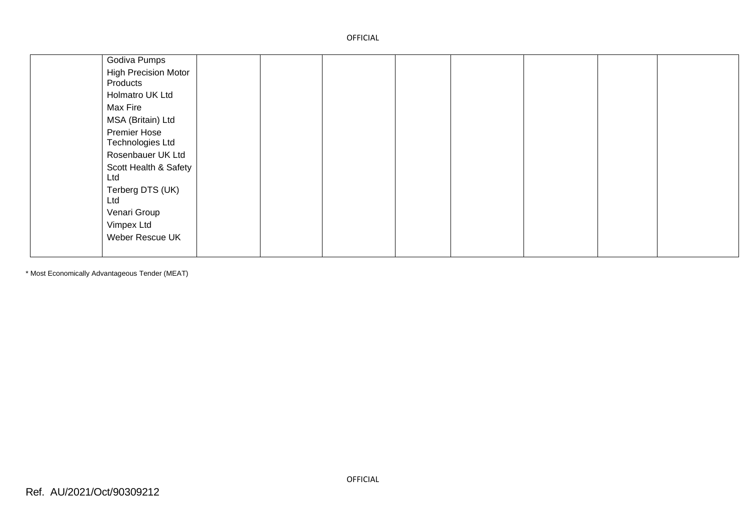| | | | | | | | | | |
|---|---|---|---|---|---|---|---|---|---|
| | Godiva Pumps<br>High Precision Motor Products<br>Holmatro UK Ltd<br>Max Fire<br>MSA (Britain) Ltd<br>Premier Hose Technologies Ltd<br>Rosenbauer UK Ltd<br>Scott Health & Safety Ltd<br>Terberg DTS (UK) Ltd<br>Venari Group<br>Vimpex Ltd<br>Weber Rescue UK | | | | | | | | |

* Most Economically Advantageous Tender (MEAT)

Ref. AU/2021/Oct/90309212